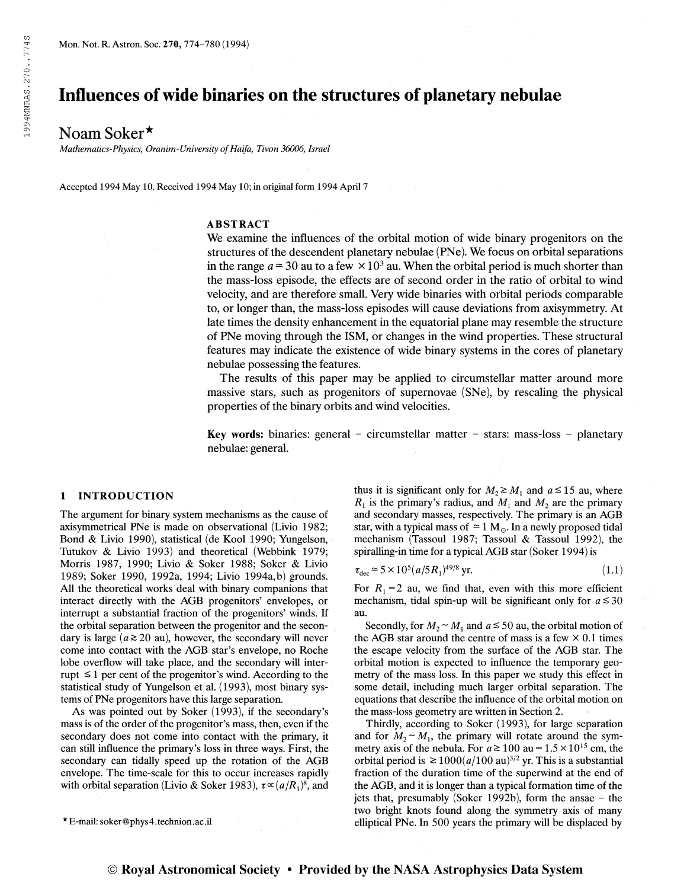# Influences of wide binaries on the structures of planetary nebulae

Noam Soker*

*Mathematics-Physics, Oranim-University of Haifa, Tivon 36006, Israel*

Accepted 1994 May 10. Received 1994 May 10; in original form 1994 April 7

## ABSTRACT

We examine the influences of the orbital motion of wide binary progenitors on the structures of the descendent planetary nebulae (PNe). We focus on orbital separations in the range $a \simeq 30$ au to a few $\times 10^3$ au. When the orbital period is much shorter than the mass-loss episode, the effects are of second order in the ratio of orbital to wind velocity, and are therefore small. Very wide binaries with orbital periods comparable to, or longer than, the mass-loss episodes will cause deviations from axisymmetry. At late times the density enhancement in the equatorial plane may resemble the structure of PNe moving through the ISM, or changes in the wind properties. These structural features may indicate the existence of wide binary systems in the cores of planetary nebulae possessing the features.

The results of this paper may be applied to circumstellar matter around more massive stars, such as progenitors of supernovae (SNe), by rescaling the physical properties of the binary orbits and wind velocities.

**Key words:** binaries: general – circumstellar matter – stars: mass-loss – planetary nebulae: general.

## 1 INTRODUCTION

The argument for binary system mechanisms as the cause of axisymmetrical PNe is made on observational (Livio 1982; Bond & Livio 1990), statistical (de Kool 1990; Yungelson, Tutukov & Livio 1993) and theoretical (Webbink 1979; Morris 1987, 1990; Livio & Soker 1988; Soker & Livio 1989; Soker 1990, 1992a, 1994; Livio 1994a,b) grounds. All the theoretical works deal with binary companions that interact directly with the AGB progenitors' envelopes, or interrupt a substantial fraction of the progenitors' winds. If the orbital separation between the progenitor and the secondary is large ($a \gtrsim 20$ au), however, the secondary will never come into contact with the AGB star's envelope, no Roche lobe overflow will take place, and the secondary will interrupt $\lesssim 1$ per cent of the progenitor's wind. According to the statistical study of Yungelson et al. (1993), most binary systems of PNe progenitors have this large separation.

As was pointed out by Soker (1993), if the secondary's mass is of the order of the progenitor's mass, then, even if the secondary does not come into contact with the primary, it can still influence the primary's loss in three ways. First, the secondary can tidally speed up the rotation of the AGB envelope. The time-scale for this to occur increases rapidly with orbital separation (Livio & Soker 1983), $\tau \propto (a/R_1)^8$, and thus it is significant only for $M_2 \gtrsim M_1$ and $a \lesssim 15$ au, where $R_1$ is the primary's radius, and $M_1$ and $M_2$ are the primary and secondary masses, respectively. The primary is an AGB star, with a typical mass of $\simeq 1\ M_\odot$. In a newly proposed tidal mechanism (Tassoul 1987; Tassoul & Tassoul 1992), the spiralling-in time for a typical AGB star (Soker 1994) is

$$\tau_{\rm dec} \simeq 5 \times 10^5 (a/5R_1)^{49/8}\ {\rm yr}. \tag{1.1}$$

For $R_1 = 2$ au, we find that, even with this more efficient mechanism, tidal spin-up will be significant only for $a \lesssim 30$ au.

Secondly, for $M_2 \sim M_1$ and $a \lesssim 50$ au, the orbital motion of the AGB star around the centre of mass is a few $\times$ 0.1 times the escape velocity from the surface of the AGB star. The orbital motion is expected to influence the temporary geometry of the mass loss. In this paper we study this effect in some detail, including much larger orbital separation. The equations that describe the influence of the orbital motion on the mass-loss geometry are written in Section 2.

Thirdly, according to Soker (1993), for large separation and for $M_2 \sim M_1$, the primary will rotate around the symmetry axis of the nebula. For $a \gtrsim 100$ au $= 1.5 \times 10^{15}$ cm, the orbital period is $\gtrsim 1000(a/100\ {\rm au})^{3/2}$ yr. This is a substantial fraction of the duration time of the superwind at the end of the AGB, and it is longer than a typical formation time of the jets that, presumably (Soker 1992b), form the ansae – the two bright knots found along the symmetry axis of many elliptical PNe. In 500 years the primary will be displaced by

* E-mail: soker@phys4.technion.ac.il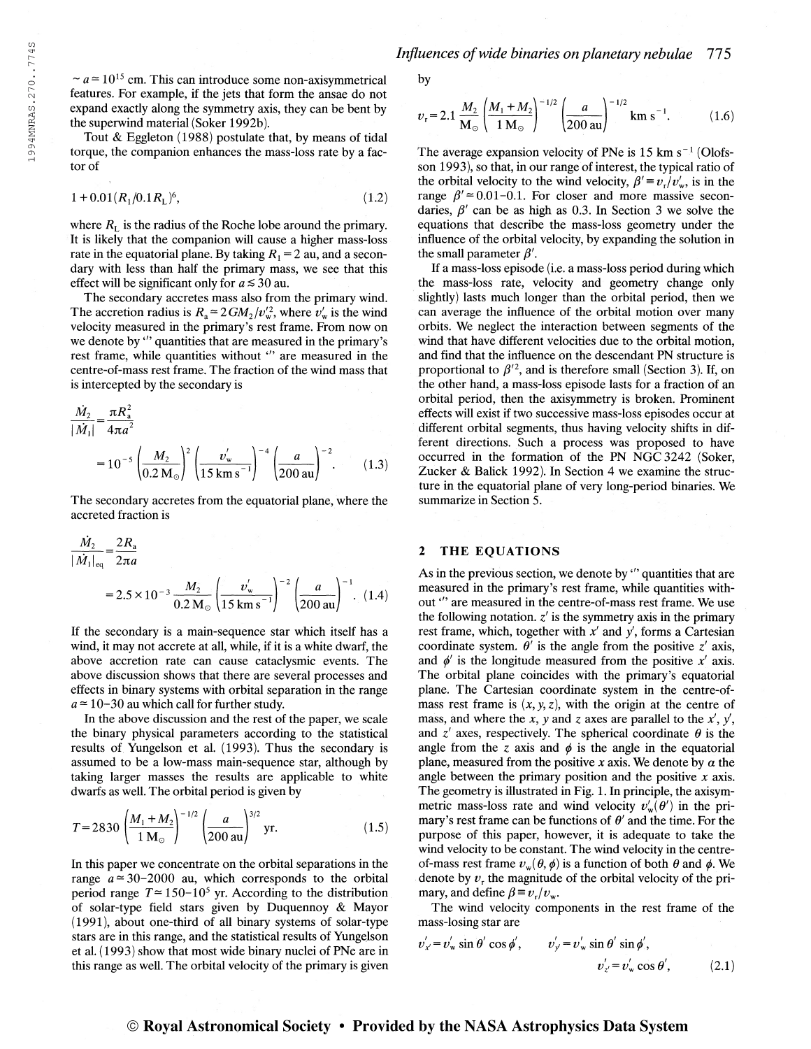$\sim a \simeq 10^{15}$ cm. This can introduce some non-axisymmetrical features. For example, if the jets that form the ansae do not expand exactly along the symmetry axis, they can be bent by the superwind material (Soker 1992b).

Tout & Eggleton (1988) postulate that, by means of tidal torque, the companion enhances the mass-loss rate by a factor of

$$1 + 0.01(R_1/0.1R_L)^6, \tag{1.2}$$

where $R_L$ is the radius of the Roche lobe around the primary. It is likely that the companion will cause a higher mass-loss rate in the equatorial plane. By taking $R_1 = 2$ au, and a secondary with less than half the primary mass, we see that this effect will be significant only for $a \lesssim 30$ au.

The secondary accretes mass also from the primary wind. The accretion radius is $R_a \simeq 2GM_2/v_w'^2$, where $v_w'$ is the wind velocity measured in the primary's rest frame. From now on we denote by '′' quantities that are measured in the primary's rest frame, while quantities without '′' are measured in the centre-of-mass rest frame. The fraction of the wind mass that is intercepted by the secondary is

$$\frac{\dot{M}_2}{|\dot{M}_1|} = \frac{\pi R_a^2}{4\pi a^2}$$

$$= 10^{-5}\left(\frac{M_2}{0.2\,\mathrm{M}_\odot}\right)^2 \left(\frac{v_w'}{15\,\mathrm{km\,s^{-1}}}\right)^{-4} \left(\frac{a}{200\,\mathrm{au}}\right)^{-2}. \tag{1.3}$$

The secondary accretes from the equatorial plane, where the accreted fraction is

$$\frac{\dot{M}_2}{|\dot{M}_1|_{\mathrm{eq}}} = \frac{2R_a}{2\pi a}$$

$$= 2.5 \times 10^{-3}\,\frac{M_2}{0.2\,\mathrm{M}_\odot}\left(\frac{v_w'}{15\,\mathrm{km\,s^{-1}}}\right)^{-2} \left(\frac{a}{200\,\mathrm{au}}\right)^{-1}. \tag{1.4}$$

If the secondary is a main-sequence star which itself has a wind, it may not accrete at all, while, if it is a white dwarf, the above accretion rate can cause cataclysmic events. The above discussion shows that there are several processes and effects in binary systems with orbital separation in the range $a \simeq 10$–$30$ au which call for further study.

In the above discussion and the rest of the paper, we scale the binary physical parameters according to the statistical results of Yungelson et al. (1993). Thus the secondary is assumed to be a low-mass main-sequence star, although by taking larger masses the results are applicable to white dwarfs as well. The orbital period is given by

$$T = 2830\left(\frac{M_1 + M_2}{1\,\mathrm{M}_\odot}\right)^{-1/2} \left(\frac{a}{200\,\mathrm{au}}\right)^{3/2} \mathrm{yr}. \tag{1.5}$$

In this paper we concentrate on the orbital separations in the range $a \simeq 30$–$2000$ au, which corresponds to the orbital period range $T \simeq 150$–$10^5$ yr. According to the distribution of solar-type field stars given by Duquennoy & Mayor (1991), about one-third of all binary systems of solar-type stars are in this range, and the statistical results of Yungelson et al. (1993) show that most wide binary nuclei of PNe are in this range as well. The orbital velocity of the primary is given by

$$v_r = 2.1\,\frac{M_2}{\mathrm{M}_\odot}\left(\frac{M_1 + M_2}{1\,\mathrm{M}_\odot}\right)^{-1/2} \left(\frac{a}{200\,\mathrm{au}}\right)^{-1/2} \mathrm{km\,s^{-1}}. \tag{1.6}$$

The average expansion velocity of PNe is 15 km s$^{-1}$ (Olofsson 1993), so that, in our range of interest, the typical ratio of the orbital velocity to the wind velocity, $\beta' \equiv v_r/v_w'$, is in the range $\beta' \simeq 0.01$–$0.1$. For closer and more massive secondaries, $\beta'$ can be as high as 0.3. In Section 3 we solve the equations that describe the mass-loss geometry under the influence of the orbital velocity, by expanding the solution in the small parameter $\beta'$.

If a mass-loss episode (i.e. a mass-loss period during which the mass-loss rate, velocity and geometry change only slightly) lasts much longer than the orbital period, then we can average the influence of the orbital motion over many orbits. We neglect the interaction between segments of the wind that have different velocities due to the orbital motion, and find that the influence on the descendant PN structure is proportional to $\beta'^2$, and is therefore small (Section 3). If, on the other hand, a mass-loss episode lasts for a fraction of an orbital period, then the axisymmetry is broken. Prominent effects will exist if two successive mass-loss episodes occur at different orbital segments, thus having velocity shifts in different directions. Such a process was proposed to have occurred in the formation of the PN NGC 3242 (Soker, Zucker & Balick 1992). In Section 4 we examine the structure in the equatorial plane of very long-period binaries. We summarize in Section 5.

## 2 THE EQUATIONS

As in the previous section, we denote by '′' quantities that are measured in the primary's rest frame, while quantities without '′' are measured in the centre-of-mass rest frame. We use the following notation. $z'$ is the symmetry axis in the primary rest frame, which, together with $x'$ and $y'$, forms a Cartesian coordinate system. $\theta'$ is the angle from the positive $z'$ axis, and $\phi'$ is the longitude measured from the positive $x'$ axis. The orbital plane coincides with the primary's equatorial plane. The Cartesian coordinate system in the centre-of-mass rest frame is $(x, y, z)$, with the origin at the centre of mass, and where the $x$, $y$ and $z$ axes are parallel to the $x'$, $y'$, and $z'$ axes, respectively. The spherical coordinate $\theta$ is the angle from the $z$ axis and $\phi$ is the angle in the equatorial plane, measured from the positive $x$ axis. We denote by $\alpha$ the angle between the primary position and the positive $x$ axis. The geometry is illustrated in Fig. 1. In principle, the axisymmetric mass-loss rate and wind velocity $v_w'(\theta')$ in the primary's rest frame can be functions of $\theta'$ and the time. For the purpose of this paper, however, it is adequate to take the wind velocity to be constant. The wind velocity in the centre-of-mass rest frame $v_w(\theta, \phi)$ is a function of both $\theta$ and $\phi$. We denote by $v_r$ the magnitude of the orbital velocity of the primary, and define $\beta \equiv v_r/v_w$.

The wind velocity components in the rest frame of the mass-losing star are

$$v_{x'}' = v_w' \sin\theta' \cos\phi', \qquad v_{y'}' = v_w' \sin\theta' \sin\phi',$$
$$v_{z'}' = v_w' \cos\theta', \tag{2.1}$$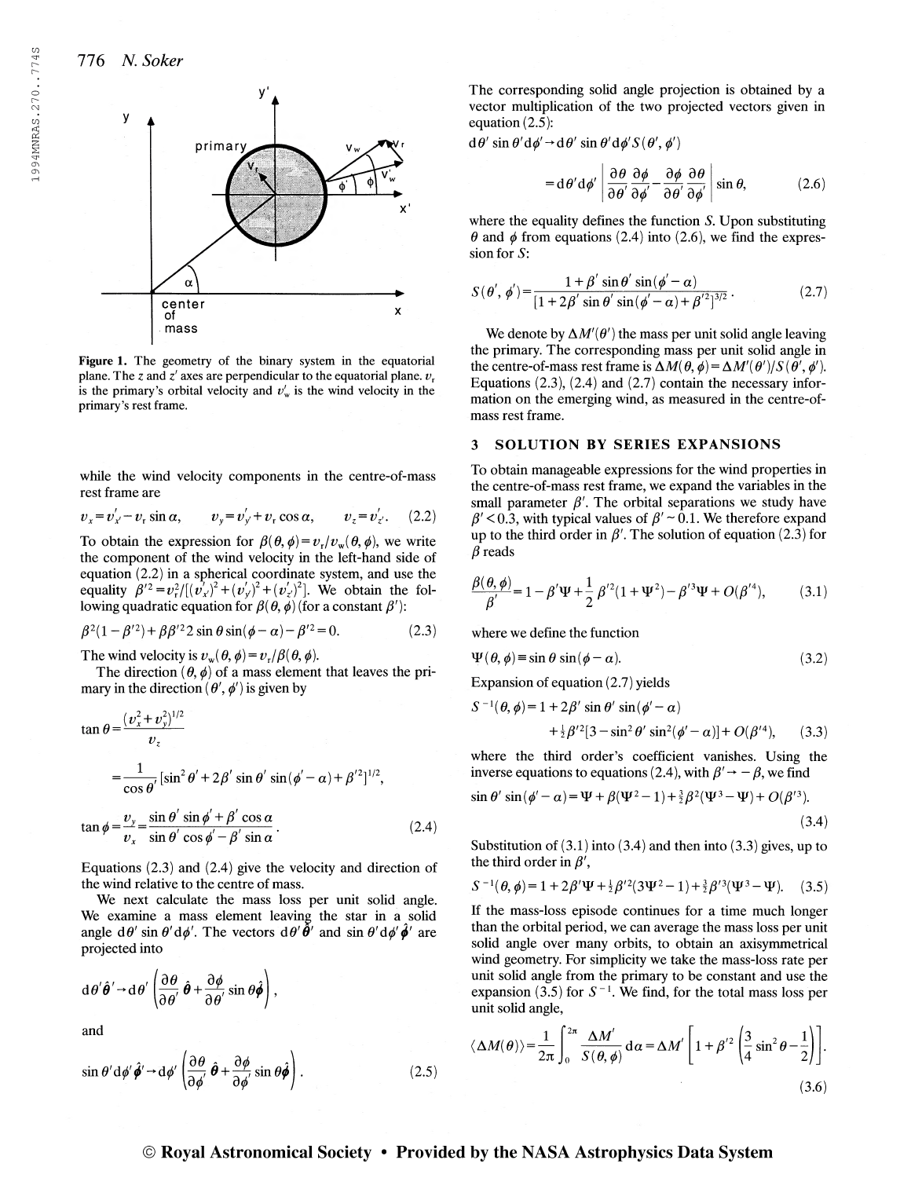Figure 1. The geometry of the binary system in the equatorial plane. The $z$ and $z'$ axes are perpendicular to the equatorial plane. $v_r$ is the primary's orbital velocity and $v'_w$ is the wind velocity in the primary's rest frame.

while the wind velocity components in the centre-of-mass rest frame are

$$v_x = v'_{x'} - v_r \sin\alpha, \qquad v_y = v'_{y'} + v_r \cos\alpha, \qquad v_z = v'_{z'}. \tag{2.2}$$

To obtain the expression for $\beta(\theta, \phi) = v_r/v_w(\theta, \phi)$, we write the component of the wind velocity in the left-hand side of equation (2.2) in a spherical coordinate system, and use the equality $\beta'^2 = v_r^2/[(v'_{x'})^2 + (v'_{y'})^2 + (v'_{z'})^2]$. We obtain the following quadratic equation for $\beta(\theta, \phi)$ (for a constant $\beta'$):

$$\beta^2(1-\beta'^2) + \beta\beta'^2 2\sin\theta\sin(\phi-\alpha) - \beta'^2 = 0. \tag{2.3}$$

The wind velocity is $v_w(\theta, \phi) = v_r/\beta(\theta, \phi)$.

The direction $(\theta, \phi)$ of a mass element that leaves the primary in the direction $(\theta', \phi')$ is given by

$$\tan\theta = \frac{(v_x^2 + v_y^2)^{1/2}}{v_z} = \frac{1}{\cos\theta'}[\sin^2\theta' + 2\beta'\sin\theta'\sin(\phi'-\alpha) + \beta'^2]^{1/2},$$

$$\tan\phi = \frac{v_y}{v_x} = \frac{\sin\theta'\sin\phi' + \beta'\cos\alpha}{\sin\theta'\cos\phi' - \beta'\sin\alpha}. \tag{2.4}$$

Equations (2.3) and (2.4) give the velocity and direction of the wind relative to the centre of mass.

We next calculate the mass loss per unit solid angle. We examine a mass element leaving the star in a solid angle $\mathrm{d}\theta'\sin\theta'\mathrm{d}\phi'$. The vectors $\mathrm{d}\theta'\hat{\boldsymbol{\theta}}'$ and $\sin\theta'\mathrm{d}\phi'\hat{\boldsymbol{\phi}}'$ are projected into

$$\mathrm{d}\theta'\hat{\boldsymbol{\theta}}' \to \mathrm{d}\theta'\left(\frac{\partial\theta}{\partial\theta'}\hat{\boldsymbol{\theta}} + \frac{\partial\phi}{\partial\theta'}\sin\theta\hat{\boldsymbol{\phi}}\right),$$

and

$$\sin\theta'\mathrm{d}\phi'\hat{\boldsymbol{\phi}}' \to \mathrm{d}\phi'\left(\frac{\partial\theta}{\partial\phi'}\hat{\boldsymbol{\theta}} + \frac{\partial\phi}{\partial\phi'}\sin\theta\hat{\boldsymbol{\phi}}\right). \tag{2.5}$$

The corresponding solid angle projection is obtained by a vector multiplication of the two projected vectors given in equation (2.5):

$$\mathrm{d}\theta'\sin\theta'\mathrm{d}\phi' \to \mathrm{d}\theta'\sin\theta'\mathrm{d}\phi' S(\theta', \phi')$$
$$= \mathrm{d}\theta'\mathrm{d}\phi'\left|\frac{\partial\theta}{\partial\theta'}\frac{\partial\phi}{\partial\phi'} - \frac{\partial\phi}{\partial\theta'}\frac{\partial\theta}{\partial\phi'}\right|\sin\theta, \tag{2.6}$$

where the equality defines the function $S$. Upon substituting $\theta$ and $\phi$ from equations (2.4) into (2.6), we find the expression for $S$:

$$S(\theta', \phi') = \frac{1 + \beta'\sin\theta'\sin(\phi'-\alpha)}{[1 + 2\beta'\sin\theta'\sin(\phi'-\alpha) + \beta'^2]^{3/2}}. \tag{2.7}$$

We denote by $\Delta M'(\theta')$ the mass per unit solid angle leaving the primary. The corresponding mass per unit solid angle in the centre-of-mass rest frame is $\Delta M(\theta, \phi) = \Delta M'(\theta')/S(\theta', \phi')$. Equations (2.3), (2.4) and (2.7) contain the necessary information on the emerging wind, as measured in the centre-of-mass rest frame.

## 3 SOLUTION BY SERIES EXPANSIONS

To obtain manageable expressions for the wind properties in the centre-of-mass rest frame, we expand the variables in the small parameter $\beta'$. The orbital separations we study have $\beta' < 0.3$, with typical values of $\beta' \sim 0.1$. We therefore expand up to the third order in $\beta'$. The solution of equation (2.3) for $\beta$ reads

$$\frac{\beta(\theta, \phi)}{\beta'} = 1 - \beta'\Psi + \frac{1}{2}\beta'^2(1 + \Psi^2) - \beta'^3\Psi + O(\beta'^4), \tag{3.1}$$

where we define the function

$$\Psi(\theta, \phi) \equiv \sin\theta\sin(\phi - \alpha). \tag{3.2}$$

Expansion of equation (2.7) yields

$$S^{-1}(\theta, \phi) = 1 + 2\beta'\sin\theta'\sin(\phi'-\alpha) + \tfrac{1}{2}\beta'^2[3 - \sin^2\theta'\sin^2(\phi'-\alpha)] + O(\beta'^4), \tag{3.3}$$

where the third order's coefficient vanishes. Using the inverse equations to equations (2.4), with $\beta' \to -\beta$, we find

$$\sin\theta'\sin(\phi'-\alpha) = \Psi + \beta(\Psi^2 - 1) + \tfrac{3}{2}\beta^2(\Psi^3 - \Psi) + O(\beta'^3). \tag{3.4}$$

Substitution of (3.1) into (3.4) and then into (3.3) gives, up to the third order in $\beta'$,

$$S^{-1}(\theta, \phi) = 1 + 2\beta'\Psi + \tfrac{1}{2}\beta'^2(3\Psi^2 - 1) + \tfrac{3}{2}\beta'^3(\Psi^3 - \Psi). \tag{3.5}$$

If the mass-loss episode continues for a time much longer than the orbital period, we can average the mass loss per unit solid angle over many orbits, to obtain an axisymmetrical wind geometry. For simplicity we take the mass-loss rate per unit solid angle from the primary to be constant and use the expansion (3.5) for $S^{-1}$. We find, for the total mass loss per unit solid angle,

$$\langle\Delta M(\theta)\rangle = \frac{1}{2\pi}\int_0^{2\pi}\frac{\Delta M'}{S(\theta, \phi)}\mathrm{d}\alpha = \Delta M'\left[1 + \beta'^2\left(\frac{3}{4}\sin^2\theta - \frac{1}{2}\right)\right]. \tag{3.6}$$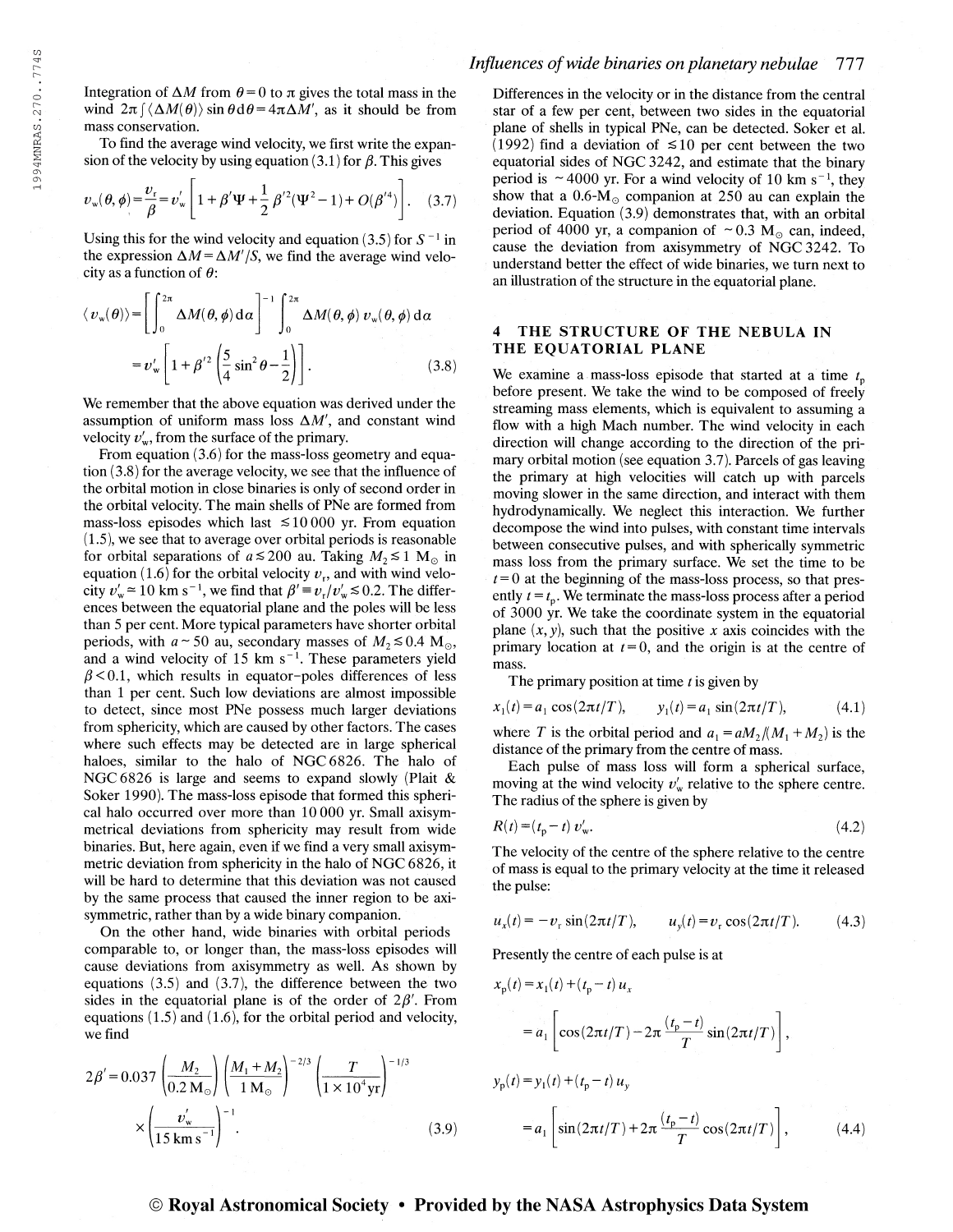Integration of $\Delta M$ from $\theta = 0$ to $\pi$ gives the total mass in the wind $2\pi \int \langle \Delta M(\theta) \rangle \sin\theta \, d\theta = 4\pi \Delta M'$, as it should be from mass conservation.

To find the average wind velocity, we first write the expansion of the velocity by using equation (3.1) for $\beta$. This gives

$$v_w(\theta, \phi) = \frac{v_r}{\beta} = v'_w \left[ 1 + \beta' \Psi + \frac{1}{2} \beta'^2 (\Psi^2 - 1) + O(\beta'^4) \right]. \quad (3.7)$$

Using this for the wind velocity and equation (3.5) for $S^{-1}$ in the expression $\Delta M = \Delta M'/S$, we find the average wind velocity as a function of $\theta$:

$$\langle v_w(\theta) \rangle = \left[ \int_0^{2\pi} \Delta M(\theta, \phi) \, d\alpha \right]^{-1} \int_0^{2\pi} \Delta M(\theta, \phi) \, v_w(\theta, \phi) \, d\alpha$$

$$= v'_w \left[ 1 + \beta'^2 \left( \frac{5}{4} \sin^2\theta - \frac{1}{2} \right) \right]. \quad (3.8)$$

We remember that the above equation was derived under the assumption of uniform mass loss $\Delta M'$, and constant wind velocity $v'_w$, from the surface of the primary.

From equation (3.6) for the mass-loss geometry and equation (3.8) for the average velocity, we see that the influence of the orbital motion in close binaries is only of second order in the orbital velocity. The main shells of PNe are formed from mass-loss episodes which last $\lesssim 10\,000$ yr. From equation (1.5), we see that to average over orbital periods is reasonable for orbital separations of $a \lesssim 200$ au. Taking $M_2 \lesssim 1$ M$_\odot$ in equation (1.6) for the orbital velocity $v_r$, and with wind velocity $v'_w \simeq 10$ km s$^{-1}$, we find that $\beta' \equiv v_r/v'_w \lesssim 0.2$. The differences between the equatorial plane and the poles will be less than 5 per cent. More typical parameters have shorter orbital periods, with $a \sim 50$ au, secondary masses of $M_2 \lesssim 0.4$ M$_\odot$, and a wind velocity of 15 km s$^{-1}$. These parameters yield $\beta < 0.1$, which results in equator–poles differences of less than 1 per cent. Such low deviations are almost impossible to detect, since most PNe possess much larger deviations from sphericity, which are caused by other factors. The cases where such effects may be detected are in large spherical haloes, similar to the halo of NGC 6826. The halo of NGC 6826 is large and seems to expand slowly (Plait & Soker 1990). The mass-loss episode that formed this spherical halo occurred over more than 10 000 yr. Small axisymmetrical deviations from sphericity may result from wide binaries. But, here again, even if we find a very small axisymmetric deviation from sphericity in the halo of NGC 6826, it will be hard to determine that this deviation was not caused by the same process that caused the inner region to be axisymmetric, rather than by a wide binary companion.

On the other hand, wide binaries with orbital periods comparable to, or longer than, the mass-loss episodes will cause deviations from axisymmetry as well. As shown by equations (3.5) and (3.7), the difference between the two sides in the equatorial plane is of the order of $2\beta'$. From equations (1.5) and (1.6), for the orbital period and velocity, we find

$$2\beta' = 0.037 \left( \frac{M_2}{0.2 \, \mathrm{M}_\odot} \right) \left( \frac{M_1 + M_2}{1 \, \mathrm{M}_\odot} \right)^{-2/3} \left( \frac{T}{1 \times 10^4 \, \mathrm{yr}} \right)^{-1/3} \times \left( \frac{v'_w}{15 \, \mathrm{km \, s^{-1}}} \right)^{-1}. \quad (3.9)$$

Differences in the velocity or in the distance from the central star of a few per cent, between two sides in the equatorial plane of shells in typical PNe, can be detected. Soker et al. (1992) find a deviation of $\lesssim 10$ per cent between the two equatorial sides of NGC 3242, and estimate that the binary period is $\sim 4000$ yr. For a wind velocity of 10 km s$^{-1}$, they show that a 0.6-M$_\odot$ companion at 250 au can explain the deviation. Equation (3.9) demonstrates that, with an orbital period of 4000 yr, a companion of $\sim 0.3$ M$_\odot$ can, indeed, cause the deviation from axisymmetry of NGC 3242. To understand better the effect of wide binaries, we turn next to an illustration of the structure in the equatorial plane.

## 4 THE STRUCTURE OF THE NEBULA IN THE EQUATORIAL PLANE

We examine a mass-loss episode that started at a time $t_p$ before present. We take the wind to be composed of freely streaming mass elements, which is equivalent to assuming a flow with a high Mach number. The wind velocity in each direction will change according to the direction of the primary orbital motion (see equation 3.7). Parcels of gas leaving the primary at high velocities will catch up with parcels moving slower in the same direction, and interact with them hydrodynamically. We neglect this interaction. We further decompose the wind into pulses, with constant time intervals between consecutive pulses, and with spherically symmetric mass loss from the primary surface. We set the time to be $t = 0$ at the beginning of the mass-loss process, so that presently $t = t_p$. We terminate the mass-loss process after a period of 3000 yr. We take the coordinate system in the equatorial plane $(x, y)$, such that the positive $x$ axis coincides with the primary location at $t = 0$, and the origin is at the centre of mass.

The primary position at time $t$ is given by

$$x_1(t) = a_1 \cos(2\pi t/T), \qquad y_1(t) = a_1 \sin(2\pi t/T), \quad (4.1)$$

where $T$ is the orbital period and $a_1 = a M_2/(M_1 + M_2)$ is the distance of the primary from the centre of mass.

Each pulse of mass loss will form a spherical surface, moving at the wind velocity $v'_w$ relative to the sphere centre. The radius of the sphere is given by

$$R(t) = (t_p - t) \, v'_w. \quad (4.2)$$

The velocity of the centre of the sphere relative to the centre of mass is equal to the primary velocity at the time it released the pulse:

$$u_x(t) = -v_r \sin(2\pi t/T), \qquad u_y(t) = v_r \cos(2\pi t/T). \quad (4.3)$$

Presently the centre of each pulse is at

$$x_p(t) = x_1(t) + (t_p - t) \, u_x$$

$$= a_1 \left[ \cos(2\pi t/T) - 2\pi \frac{(t_p - t)}{T} \sin(2\pi t/T) \right],$$

$$y_p(t) = y_1(t) + (t_p - t) \, u_y$$

$$= a_1 \left[ \sin(2\pi t/T) + 2\pi \frac{(t_p - t)}{T} \cos(2\pi t/T) \right], \quad (4.4)$$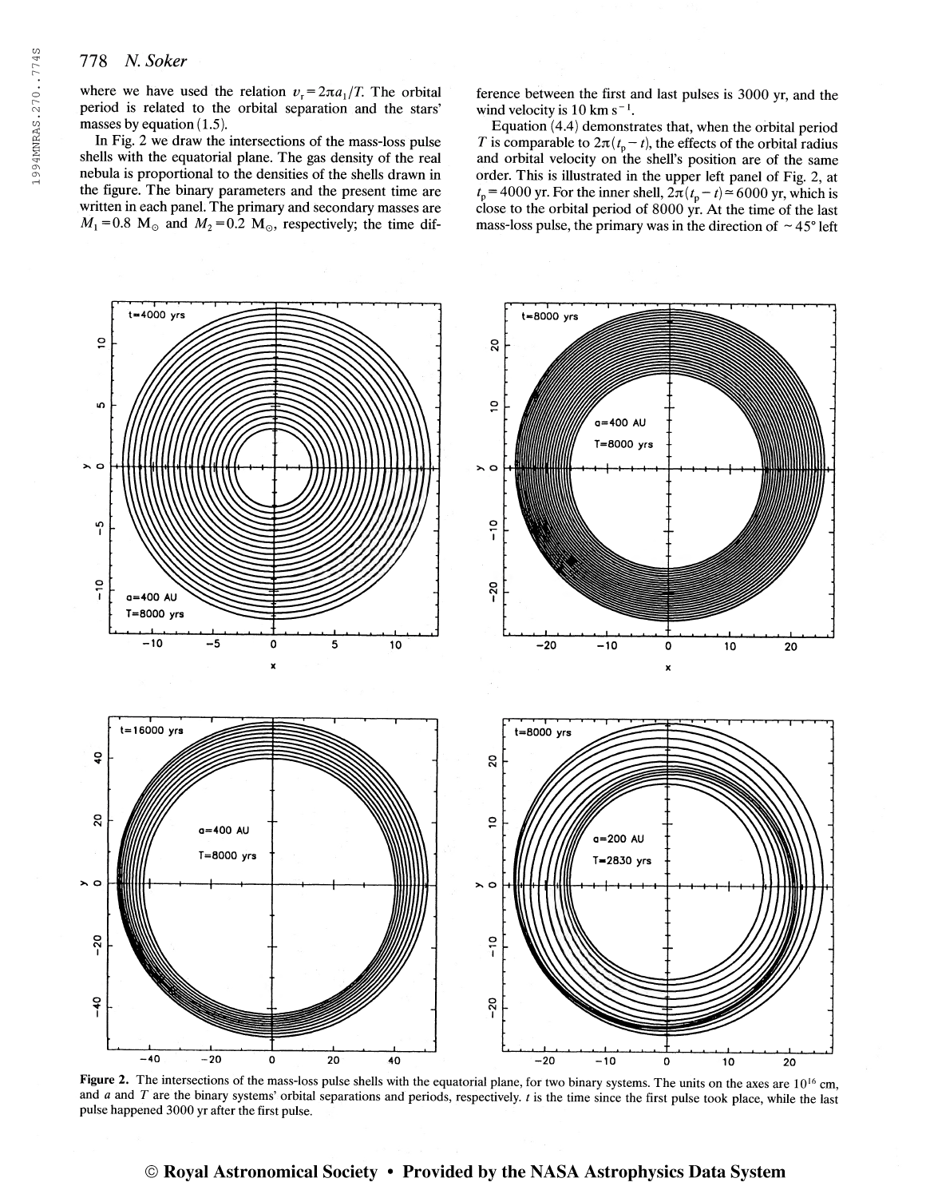where we have used the relation $v_r = 2\pi a_1/T$. The orbital period is related to the orbital separation and the stars' masses by equation (1.5).

In Fig. 2 we draw the intersections of the mass-loss pulse shells with the equatorial plane. The gas density of the real nebula is proportional to the densities of the shells drawn in the figure. The binary parameters and the present time are written in each panel. The primary and secondary masses are $M_1 = 0.8\ \mathrm{M_\odot}$ and $M_2 = 0.2\ \mathrm{M_\odot}$, respectively; the time difference between the first and last pulses is 3000 yr, and the wind velocity is 10 km s$^{-1}$.

Equation (4.4) demonstrates that, when the orbital period $T$ is comparable to $2\pi(t_p - t)$, the effects of the orbital radius and orbital velocity on the shell's position are of the same order. This is illustrated in the upper left panel of Fig. 2, at $t_p = 4000$ yr. For the inner shell, $2\pi(t_p - t) \simeq 6000$ yr, which is close to the orbital period of 8000 yr. At the time of the last mass-loss pulse, the primary was in the direction of $\sim 45°$ left

**Figure 2.** The intersections of the mass-loss pulse shells with the equatorial plane, for two binary systems. The units on the axes are $10^{16}$ cm, and $a$ and $T$ are the binary systems' orbital separations and periods, respectively. $t$ is the time since the first pulse took place, while the last pulse happened 3000 yr after the first pulse.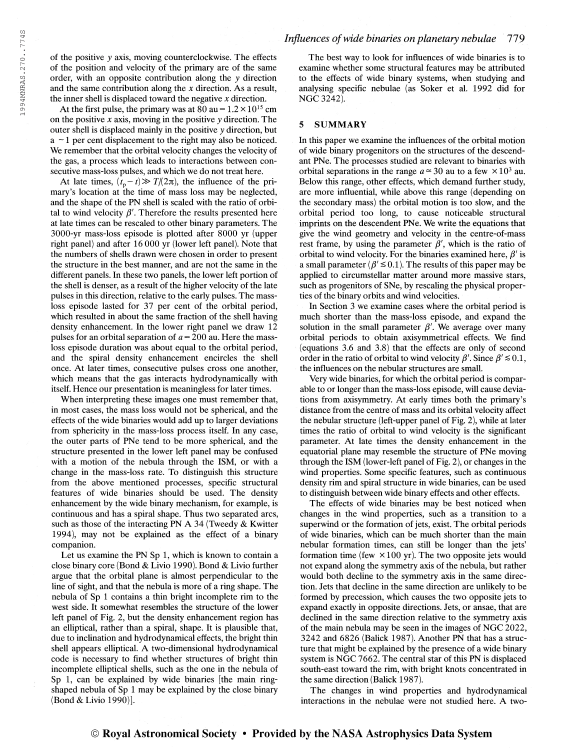of the positive $y$ axis, moving counterclockwise. The effects of the position and velocity of the primary are of the same order, with an opposite contribution along the $y$ direction and the same contribution along the $x$ direction. As a result, the inner shell is displaced toward the negative $x$ direction.

At the first pulse, the primary was at 80 au $= 1.2 \times 10^{15}$ cm on the positive $x$ axis, moving in the positive $y$ direction. The outer shell is displaced mainly in the positive $y$ direction, but a $\sim 1$ per cent displacement to the right may also be noticed. We remember that the orbital velocity changes the velocity of the gas, a process which leads to interactions between consecutive mass-loss pulses, and which we do not treat here.

At late times, $(t_p - t) \gg T/(2\pi)$, the influence of the primary's location at the time of mass loss may be neglected, and the shape of the PN shell is scaled with the ratio of orbital to wind velocity $\beta'$. Therefore the results presented here at late times can be rescaled to other binary parameters. The 3000-yr mass-loss episode is plotted after 8000 yr (upper right panel) and after 16 000 yr (lower left panel). Note that the numbers of shells drawn were chosen in order to present the structure in the best manner, and are not the same in the different panels. In these two panels, the lower left portion of the shell is denser, as a result of the higher velocity of the late pulses in this direction, relative to the early pulses. The mass-loss episode lasted for 37 per cent of the orbital period, which resulted in about the same fraction of the shell having density enhancement. In the lower right panel we draw 12 pulses for an orbital separation of $a = 200$ au. Here the mass-loss episode duration was about equal to the orbital period, and the spiral density enhancement encircles the shell once. At later times, consecutive pulses cross one another, which means that the gas interacts hydrodynamically with itself. Hence our presentation is meaningless for later times.

When interpreting these images one must remember that, in most cases, the mass loss would not be spherical, and the effects of the wide binaries would add up to larger deviations from sphericity in the mass-loss process itself. In any case, the outer parts of PNe tend to be more spherical, and the structure presented in the lower left panel may be confused with a motion of the nebula through the ISM, or with a change in the mass-loss rate. To distinguish this structure from the above mentioned processes, specific structural features of wide binaries should be used. The density enhancement by the wide binary mechanism, for example, is continuous and has a spiral shape. Thus two separated arcs, such as those of the interacting PN A 34 (Tweedy & Kwitter 1994), may not be explained as the effect of a binary companion.

Let us examine the PN Sp 1, which is known to contain a close binary core (Bond & Livio 1990). Bond & Livio further argue that the orbital plane is almost perpendicular to the line of sight, and that the nebula is more of a ring shape. The nebula of Sp 1 contains a thin bright incomplete rim to the west side. It somewhat resembles the structure of the lower left panel of Fig. 2, but the density enhancement region has an elliptical, rather than a spiral, shape. It is plausible that, due to inclination and hydrodynamical effects, the bright thin shell appears elliptical. A two-dimensional hydrodynamical code is necessary to find whether structures of bright thin incomplete elliptical shells, such as the one in the nebula of Sp 1, can be explained by wide binaries [the main ring-shaped nebula of Sp 1 may be explained by the close binary (Bond & Livio 1990)].

The best way to look for influences of wide binaries is to examine whether some structural features may be attributed to the effects of wide binary systems, when studying and analysing specific nebulae (as Soker et al. 1992 did for NGC 3242).

## 5 SUMMARY

In this paper we examine the influences of the orbital motion of wide binary progenitors on the structures of the descendant PNe. The processes studied are relevant to binaries with orbital separations in the range $a \simeq 30$ au to a few $\times 10^3$ au. Below this range, other effects, which demand further study, are more influential, while above this range (depending on the secondary mass) the orbital motion is too slow, and the orbital period too long, to cause noticeable structural imprints on the descendent PNe. We write the equations that give the wind geometry and velocity in the centre-of-mass rest frame, by using the parameter $\beta'$, which is the ratio of orbital to wind velocity. For the binaries examined here, $\beta'$ is a small parameter ($\beta' \lesssim 0.1$). The results of this paper may be applied to circumstellar matter around more massive stars, such as progenitors of SNe, by rescaling the physical properties of the binary orbits and wind velocities.

In Section 3 we examine cases where the orbital period is much shorter than the mass-loss episode, and expand the solution in the small parameter $\beta'$. We average over many orbital periods to obtain axisymmetrical effects. We find (equations 3.6 and 3.8) that the effects are only of second order in the ratio of orbital to wind velocity $\beta'$. Since $\beta' \lesssim 0.1$, the influences on the nebular structures are small.

Very wide binaries, for which the orbital period is comparable to or longer than the mass-loss episode, will cause deviations from axisymmetry. At early times both the primary's distance from the centre of mass and its orbital velocity affect the nebular structure (left-upper panel of Fig. 2), while at later times the ratio of orbital to wind velocity is the significant parameter. At late times the density enhancement in the equatorial plane may resemble the structure of PNe moving through the ISM (lower-left panel of Fig. 2), or changes in the wind properties. Some specific features, such as continuous density rim and spiral structure in wide binaries, can be used to distinguish between wide binary effects and other effects.

The effects of wide binaries may be best noticed when changes in the wind properties, such as a transition to a superwind or the formation of jets, exist. The orbital periods of wide binaries, which can be much shorter than the main nebular formation times, can still be longer than the jets' formation time (few $\times 100$ yr). The two opposite jets would not expand along the symmetry axis of the nebula, but rather would both decline to the symmetry axis in the same direction. Jets that decline in the same direction are unlikely to be formed by precession, which causes the two opposite jets to expand exactly in opposite directions. Jets, or ansae, that are declined in the same direction relative to the symmetry axis of the main nebula may be seen in the images of NGC 2022, 3242 and 6826 (Balick 1987). Another PN that has a structure that might be explained by the presence of a wide binary system is NGC 7662. The central star of this PN is displaced south-east toward the rim, with bright knots concentrated in the same direction (Balick 1987).

The changes in wind properties and hydrodynamical interactions in the nebulae were not studied here. A two-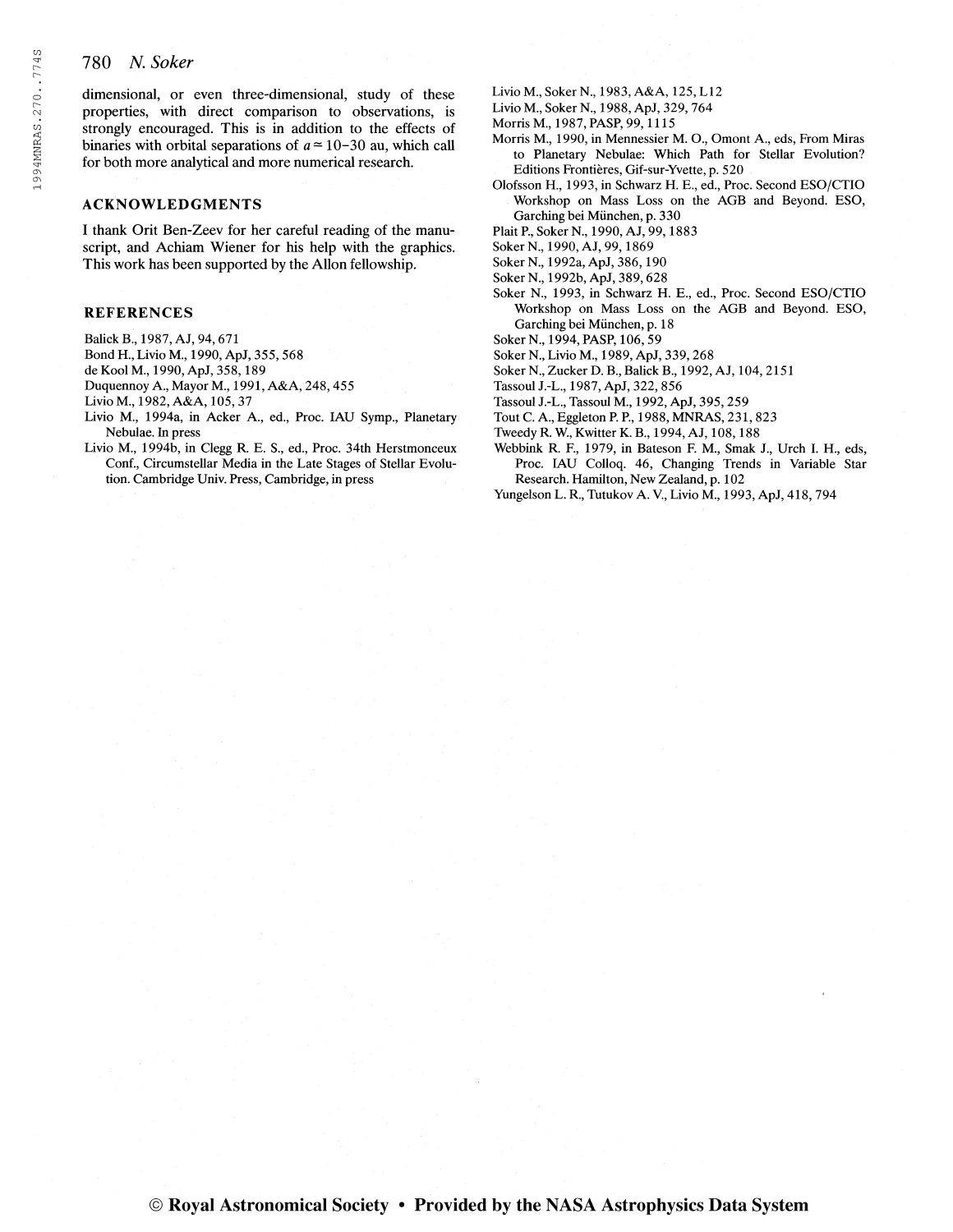dimensional, or even three-dimensional, study of these properties, with direct comparison to observations, is strongly encouraged. This is in addition to the effects of binaries with orbital separations of $a \simeq 10$–$30$ au, which call for both more analytical and more numerical research.

## ACKNOWLEDGMENTS

I thank Orit Ben-Zeev for her careful reading of the manuscript, and Achiam Wiener for his help with the graphics. This work has been supported by the Allon fellowship.

## REFERENCES

Balick B., 1987, AJ, 94, 671
Bond H., Livio M., 1990, ApJ, 355, 568
de Kool M., 1990, ApJ, 358, 189
Duquennoy A., Mayor M., 1991, A&A, 248, 455
Livio M., 1982, A&A, 105, 37
Livio M., 1994a, in Acker A., ed., Proc. IAU Symp., Planetary Nebulae. In press
Livio M., 1994b, in Clegg R. E. S., ed., Proc. 34th Herstmonceux Conf., Circumstellar Media in the Late Stages of Stellar Evolution. Cambridge Univ. Press, Cambridge, in press
Livio M., Soker N., 1983, A&A, 125, L12
Livio M., Soker N., 1988, ApJ, 329, 764
Morris M., 1987, PASP, 99, 1115
Morris M., 1990, in Mennessier M. O., Omont A., eds, From Miras to Planetary Nebulae: Which Path for Stellar Evolution? Editions Frontières, Gif-sur-Yvette, p. 520
Olofsson H., 1993, in Schwarz H. E., ed., Proc. Second ESO/CTIO Workshop on Mass Loss on the AGB and Beyond. ESO, Garching bei München, p. 330
Plait P., Soker N., 1990, AJ, 99, 1883
Soker N., 1990, AJ, 99, 1869
Soker N., 1992a, ApJ, 386, 190
Soker N., 1992b, ApJ, 389, 628
Soker N., 1993, in Schwarz H. E., ed., Proc. Second ESO/CTIO Workshop on Mass Loss on the AGB and Beyond. ESO, Garching bei München, p. 18
Soker N., 1994, PASP, 106, 59
Soker N., Livio M., 1989, ApJ, 339, 268
Soker N., Zucker D. B., Balick B., 1992, AJ, 104, 2151
Tassoul J.-L., 1987, ApJ, 322, 856
Tassoul J.-L., Tassoul M., 1992, ApJ, 395, 259
Tout C. A., Eggleton P. P., 1988, MNRAS, 231, 823
Tweedy R. W., Kwitter K. B., 1994, AJ, 108, 188
Webbink R. F., 1979, in Bateson F. M., Smak J., Urch I. H., eds, Proc. IAU Colloq. 46, Changing Trends in Variable Star Research. Hamilton, New Zealand, p. 102
Yungelson L. R., Tutukov A. V., Livio M., 1993, ApJ, 418, 794